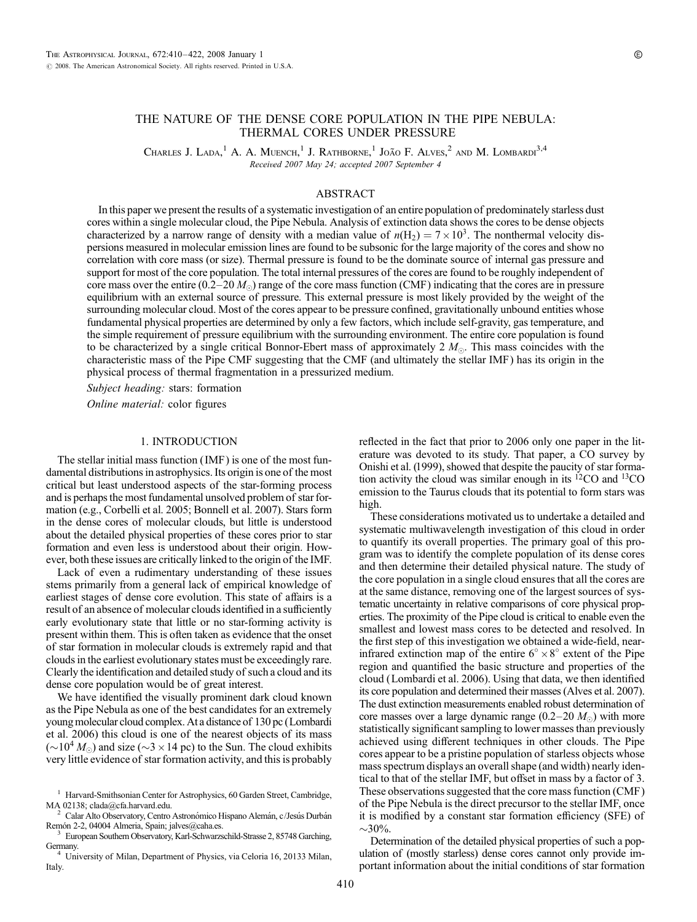# THE NATURE OF THE DENSE CORE POPULATION IN THE PIPE NEBULA: THERMAL CORES UNDER PRESSURE

Charles J. Lada,[1] A. A. Muench,[1] J. Rathborne,[1] João F. Alves,[2] and M. Lombardi[3,4]

*Received 2007 May 24; accepted 2007 September 4*

## ABSTRACT

In this paper we present the results of a systematic investigation of an entire population of predominately starless dust cores within a single molecular cloud, the Pipe Nebula. Analysis of extinction data shows the cores to be dense objects characterized by a narrow range of density with a median value of $n(H_2) = 7 \times 10^3$. The nonthermal velocity dispersions measured in molecular emission lines are found to be subsonic for the large majority of the cores and show no correlation with core mass (or size). Thermal pressure is found to be the dominate source of internal gas pressure and support for most of the core population. The total internal pressures of the cores are found to be roughly independent of core mass over the entire (0.2–20 $M_\odot$) range of the core mass function (CMF) indicating that the cores are in pressure equilibrium with an external source of pressure. This external pressure is most likely provided by the weight of the surrounding molecular cloud. Most of the cores appear to be pressure confined, gravitationally unbound entities whose fundamental physical properties are determined by only a few factors, which include self-gravity, gas temperature, and the simple requirement of pressure equilibrium with the surrounding environment. The entire core population is found to be characterized by a single critical Bonnor-Ebert mass of approximately 2 $M_\odot$. This mass coincides with the characteristic mass of the Pipe CMF suggesting that the CMF (and ultimately the stellar IMF) has its origin in the physical process of thermal fragmentation in a pressurized medium.

*Subject heading:* stars: formation

*Online material:* color figures

## 1. INTRODUCTION

The stellar initial mass function (IMF) is one of the most fundamental distributions in astrophysics. Its origin is one of the most critical but least understood aspects of the star-forming process and is perhaps the most fundamental unsolved problem of star formation (e.g., Corbelli et al. 2005; Bonnell et al. 2007). Stars form in the dense cores of molecular clouds, but little is understood about the detailed physical properties of these cores prior to star formation and even less is understood about their origin. However, both these issues are critically linked to the origin of the IMF.

Lack of even a rudimentary understanding of these issues stems primarily from a general lack of empirical knowledge of earliest stages of dense core evolution. This state of affairs is a result of an absence of molecular clouds identified in a sufficiently early evolutionary state that little or no star-forming activity is present within them. This is often taken as evidence that the onset of star formation in molecular clouds is extremely rapid and that clouds in the earliest evolutionary states must be exceedingly rare. Clearly the identification and detailed study of such a cloud and its dense core population would be of great interest.

We have identified the visually prominent dark cloud known as the Pipe Nebula as one of the best candidates for an extremely young molecular cloud complex. At a distance of 130 pc (Lombardi et al. 2006) this cloud is one of the nearest objects of its mass ($\sim 10^4\ M_\odot$) and size ($\sim 3 \times 14$ pc) to the Sun. The cloud exhibits very little evidence of star formation activity, and this is probably reflected in the fact that prior to 2006 only one paper in the literature was devoted to its study. That paper, a CO survey by Onishi et al. (1999), showed that despite the paucity of star formation activity the cloud was similar enough in its $^{12}$CO and $^{13}$CO emission to the Taurus clouds that its potential to form stars was high.

These considerations motivated us to undertake a detailed and systematic multiwavelength investigation of this cloud in order to quantify its overall properties. The primary goal of this program was to identify the complete population of its dense cores and then determine their detailed physical nature. The study of the core population in a single cloud ensures that all the cores are at the same distance, removing one of the largest sources of systematic uncertainty in relative comparisons of core physical properties. The proximity of the Pipe cloud is critical to enable even the smallest and lowest mass cores to be detected and resolved. In the first step of this investigation we obtained a wide-field, near-infrared extinction map of the entire $6^\circ \times 8^\circ$ extent of the Pipe region and quantified the basic structure and properties of the cloud (Lombardi et al. 2006). Using that data, we then identified its core population and determined their masses (Alves et al. 2007). The dust extinction measurements enabled robust determination of core masses over a large dynamic range (0.2–20 $M_\odot$) with more statistically significant sampling to lower masses than previously achieved using different techniques in other clouds. The Pipe cores appear to be a pristine population of starless objects whose mass spectrum displays an overall shape (and width) nearly identical to that of the stellar IMF, but offset in mass by a factor of 3. These observations suggested that the core mass function (CMF) of the Pipe Nebula is the direct precursor to the stellar IMF, once it is modified by a constant star formation efficiency (SFE) of $\sim$30%.

Determination of the detailed physical properties of such a population of (mostly starless) dense cores cannot only provide important information about the initial conditions of star formation

---

[1] Harvard-Smithsonian Center for Astrophysics, 60 Garden Street, Cambridge, MA 02138; clada@cfa.harvard.edu.

[2] Calar Alto Observatory, Centro Astronómico Hispano Alemán, c/Jesús Durbán Remón 2-2, 04004 Almeria, Spain; jalves@caha.es.

[3] European Southern Observatory, Karl-Schwarzschild-Strasse 2, 85748 Garching, Germany.

[4] University of Milan, Department of Physics, via Celoria 16, 20133 Milan, Italy.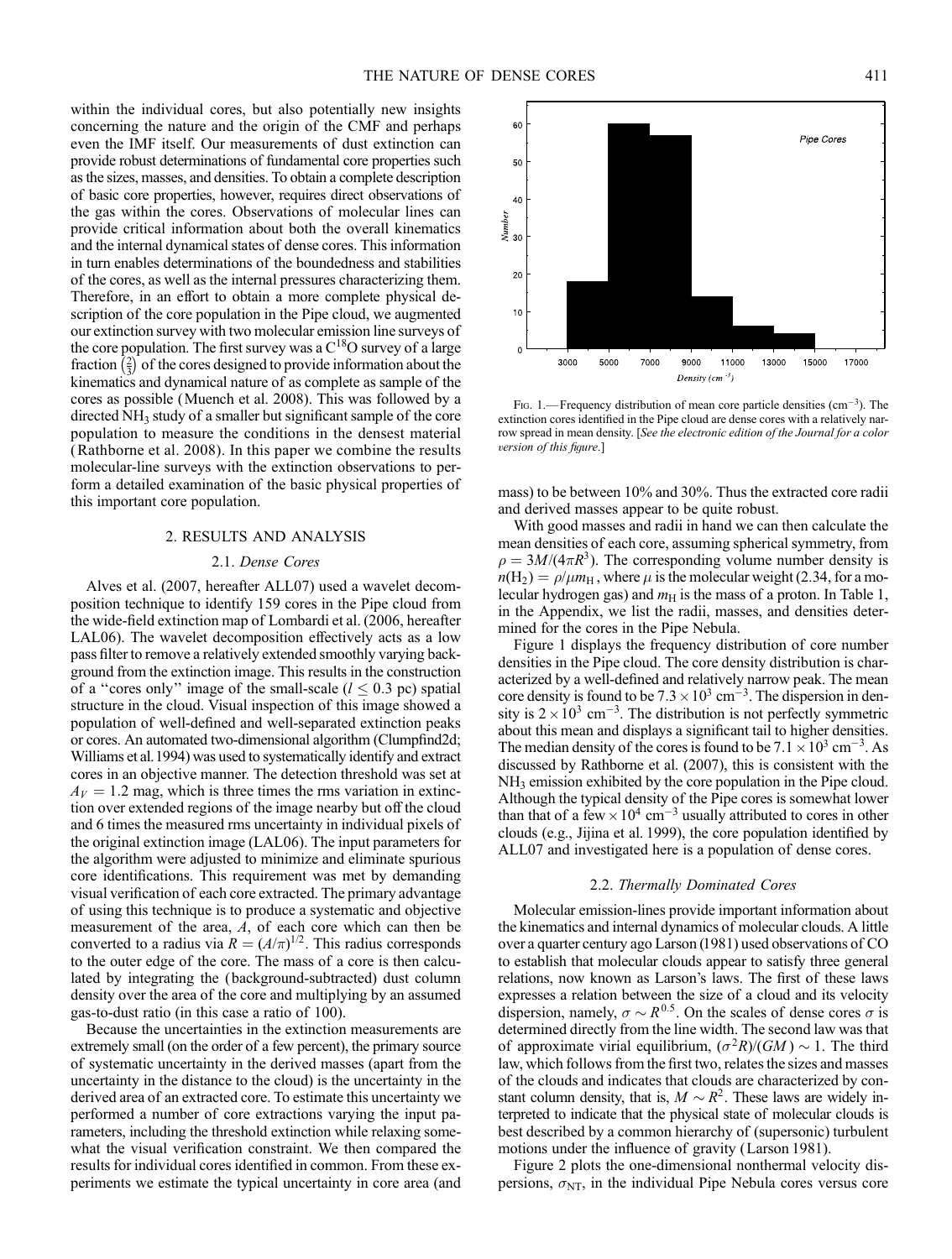within the individual cores, but also potentially new insights concerning the nature and the origin of the CMF and perhaps even the IMF itself. Our measurements of dust extinction can provide robust determinations of fundamental core properties such as the sizes, masses, and densities. To obtain a complete description of basic core properties, however, requires direct observations of the gas within the cores. Observations of molecular lines can provide critical information about both the overall kinematics and the internal dynamical states of dense cores. This information in turn enables determinations of the boundedness and stabilities of the cores, as well as the internal pressures characterizing them. Therefore, in an effort to obtain a more complete physical description of the core population in the Pipe cloud, we augmented our extinction survey with two molecular emission line surveys of the core population. The first survey was a $C^{18}O$ survey of a large fraction $\left(\frac{2}{3}\right)$ of the cores designed to provide information about the kinematics and dynamical nature of as complete as sample of the cores as possible (Muench et al. 2008). This was followed by a directed $NH_3$ study of a smaller but significant sample of the core population to measure the conditions in the densest material (Rathborne et al. 2008). In this paper we combine the results molecular-line surveys with the extinction observations to perform a detailed examination of the basic physical properties of this important core population.

## 2. RESULTS AND ANALYSIS

### 2.1. *Dense Cores*

Alves et al. (2007, hereafter ALL07) used a wavelet decomposition technique to identify 159 cores in the Pipe cloud from the wide-field extinction map of Lombardi et al. (2006, hereafter LAL06). The wavelet decomposition effectively acts as a low pass filter to remove a relatively extended smoothly varying background from the extinction image. This results in the construction of a "cores only" image of the small-scale ($l \leq 0.3$ pc) spatial structure in the cloud. Visual inspection of this image showed a population of well-defined and well-separated extinction peaks or cores. An automated two-dimensional algorithm (Clumpfind2d; Williams et al. 1994) was used to systematically identify and extract cores in an objective manner. The detection threshold was set at $A_V = 1.2$ mag, which is three times the rms variation in extinction over extended regions of the image nearby but off the cloud and 6 times the measured rms uncertainty in individual pixels of the original extinction image (LAL06). The input parameters for the algorithm were adjusted to minimize and eliminate spurious core identifications. This requirement was met by demanding visual verification of each core extracted. The primary advantage of using this technique is to produce a systematic and objective measurement of the area, $A$, of each core which can then be converted to a radius via $R = (A/\pi)^{1/2}$. This radius corresponds to the outer edge of the core. The mass of a core is then calculated by integrating the (background-subtracted) dust column density over the area of the core and multiplying by an assumed gas-to-dust ratio (in this case a ratio of 100).

Because the uncertainties in the extinction measurements are extremely small (on the order of a few percent), the primary source of systematic uncertainty in the derived masses (apart from the uncertainty in the distance to the cloud) is the uncertainty in the derived area of an extracted core. To estimate this uncertainty we performed a number of core extractions varying the input parameters, including the threshold extinction while relaxing somewhat the visual verification constraint. We then compared the results for individual cores identified in common. From these experiments we estimate the typical uncertainty in core area (and mass) to be between 10% and 30%. Thus the extracted core radii and derived masses appear to be quite robust.

Fig. 1.— Frequency distribution of mean core particle densities ($cm^{-3}$). The extinction cores identified in the Pipe cloud are dense cores with a relatively narrow spread in mean density. [*See the electronic edition of the Journal for a color version of this figure.*]

With good masses and radii in hand we can then calculate the mean densities of each core, assuming spherical symmetry, from $\rho = 3M/(4\pi R^3)$. The corresponding volume number density is $n(H_2) = \rho/\mu m_H$, where $\mu$ is the molecular weight (2.34, for a molecular hydrogen gas) and $m_H$ is the mass of a proton. In Table 1, in the Appendix, we list the radii, masses, and densities determined for the cores in the Pipe Nebula.

Figure 1 displays the frequency distribution of core number densities in the Pipe cloud. The core density distribution is characterized by a well-defined and relatively narrow peak. The mean core density is found to be $7.3 \times 10^3$ $cm^{-3}$. The dispersion in density is $2 \times 10^3$ $cm^{-3}$. The distribution is not perfectly symmetric about this mean and displays a significant tail to higher densities. The median density of the cores is found to be $7.1 \times 10^3$ $cm^{-3}$. As discussed by Rathborne et al. (2007), this is consistent with the $NH_3$ emission exhibited by the core population in the Pipe cloud. Although the typical density of the Pipe cores is somewhat lower than that of a few $\times 10^4$ $cm^{-3}$ usually attributed to cores in other clouds (e.g., Jijina et al. 1999), the core population identified by ALL07 and investigated here is a population of dense cores.

### 2.2. *Thermally Dominated Cores*

Molecular emission-lines provide important information about the kinematics and internal dynamics of molecular clouds. A little over a quarter century ago Larson (1981) used observations of CO to establish that molecular clouds appear to satisfy three general relations, now known as Larson's laws. The first of these laws expresses a relation between the size of a cloud and its velocity dispersion, namely, $\sigma \sim R^{0.5}$. On the scales of dense cores $\sigma$ is determined directly from the line width. The second law was that of approximate virial equilibrium, $(\sigma^2 R)/(GM) \sim 1$. The third law, which follows from the first two, relates the sizes and masses of the clouds and indicates that clouds are characterized by constant column density, that is, $M \sim R^2$. These laws are widely interpreted to indicate that the physical state of molecular clouds is best described by a common hierarchy of (supersonic) turbulent motions under the influence of gravity (Larson 1981).

Figure 2 plots the one-dimensional nonthermal velocity dispersions, $\sigma_{NT}$, in the individual Pipe Nebula cores versus core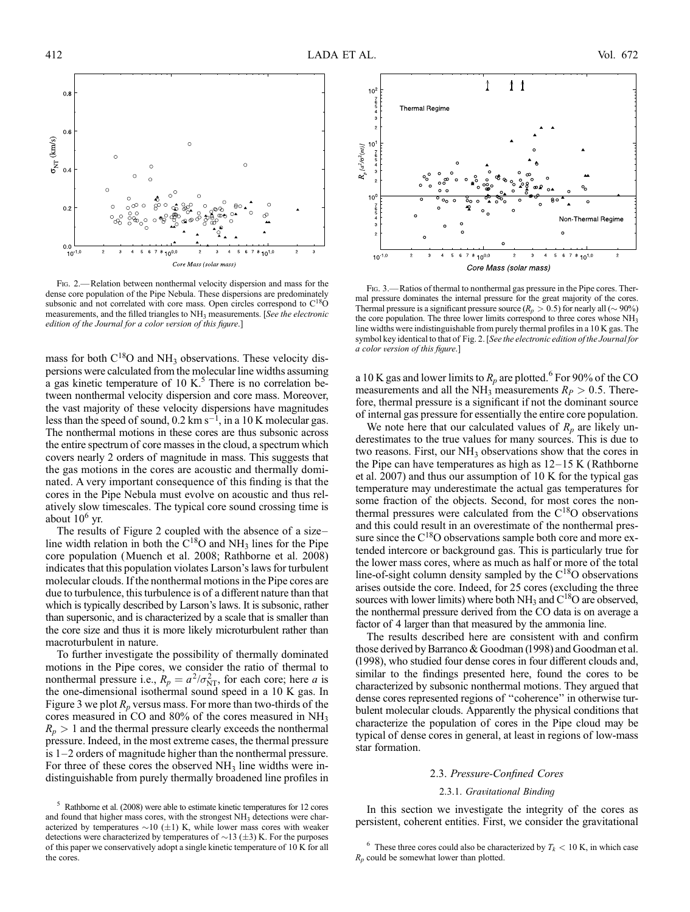Fig. 2.— Relation between nonthermal velocity dispersion and mass for the dense core population of the Pipe Nebula. These dispersions are predominately subsonic and not correlated with core mass. Open circles correspond to $C^{18}O$ measurements, and the filled triangles to $NH_3$ measurements. [*See the electronic edition of the Journal for a color version of this figure.*]

Fig. 3.— Ratios of thermal to nonthermal gas pressure in the Pipe cores. Thermal pressure dominates the internal pressure for the great majority of the cores. Thermal pressure is a significant pressure source ($R_p > 0.5$) for nearly all ($\sim 90\%$) the core population. The three lower limits correspond to three cores whose $NH_3$ line widths were indistinguishable from purely thermal profiles in a 10 K gas. The symbol key identical to that of Fig. 2. [*See the electronic edition of the Journal for a color version of this figure.*]

mass for both $C^{18}O$ and $NH_3$ observations. These velocity dispersions were calculated from the molecular line widths assuming a gas kinetic temperature of 10 K.[5] There is no correlation between nonthermal velocity dispersion and core mass. Moreover, the vast majority of these velocity dispersions have magnitudes less than the speed of sound, 0.2 km $s^{-1}$, in a 10 K molecular gas. The nonthermal motions in these cores are thus subsonic across the entire spectrum of core masses in the cloud, a spectrum which covers nearly 2 orders of magnitude in mass. This suggests that the gas motions in the cores are acoustic and thermally dominated. A very important consequence of this finding is that the cores in the Pipe Nebula must evolve on acoustic and thus relatively slow timescales. The typical core sound crossing time is about $10^6$ yr.

The results of Figure 2 coupled with the absence of a size–line width relation in both the $C^{18}O$ and $NH_3$ lines for the Pipe core population (Muench et al. 2008; Rathborne et al. 2008) indicates that this population violates Larson's laws for turbulent molecular clouds. If the nonthermal motions in the Pipe cores are due to turbulence, this turbulence is of a different nature than that which is typically described by Larson's laws. It is subsonic, rather than supersonic, and is characterized by a scale that is smaller than the core size and thus it is more likely microturbulent rather than macroturbulent in nature.

To further investigate the possibility of thermally dominated motions in the Pipe cores, we consider the ratio of thermal to nonthermal pressure i.e., $R_p = a^2/\sigma_{\rm NT}^2$, for each core; here $a$ is the one-dimensional isothermal sound speed in a 10 K gas. In Figure 3 we plot $R_p$ versus mass. For more than two-thirds of the cores measured in CO and 80% of the cores measured in $NH_3$ $R_p > 1$ and the thermal pressure clearly exceeds the nonthermal pressure. Indeed, in the most extreme cases, the thermal pressure is 1–2 orders of magnitude higher than the nonthermal pressure. For three of these cores the observed $NH_3$ line widths were indistinguishable from purely thermally broadened line profiles in a 10 K gas and lower limits to $R_p$ are plotted.[6] For 90% of the CO measurements and all the $NH_3$ measurements $R_P > 0.5$. Therefore, thermal pressure is a significant if not the dominant source of internal gas pressure for essentially the entire core population.

We note here that our calculated values of $R_p$ are likely underestimates to the true values for many sources. This is due to two reasons. First, our $NH_3$ observations show that the cores in the Pipe can have temperatures as high as 12–15 K (Rathborne et al. 2007) and thus our assumption of 10 K for the typical gas temperature may underestimate the actual gas temperatures for some fraction of the objects. Second, for most cores the nonthermal pressures were calculated from the $C^{18}O$ observations and this could result in an overestimate of the nonthermal pressure since the $C^{18}O$ observations sample both core and more extended intercore or background gas. This is particularly true for the lower mass cores, where as much as half or more of the total line-of-sight column density sampled by the $C^{18}O$ observations arises outside the core. Indeed, for 25 cores (excluding the three sources with lower limits) where both $NH_3$ and $C^{18}O$ are observed, the nonthermal pressure derived from the CO data is on average a factor of 4 larger than that measured by the ammonia line.

The results described here are consistent with and confirm those derived by Barranco & Goodman (1998) and Goodman et al. (1998), who studied four dense cores in four different clouds and, similar to the findings presented here, found the cores to be characterized by subsonic nonthermal motions. They argued that dense cores represented regions of "coherence" in otherwise turbulent molecular clouds. Apparently the physical conditions that characterize the population of cores in the Pipe cloud may be typical of dense cores in general, at least in regions of low-mass star formation.

### 2.3. *Pressure-Confined Cores*

#### 2.3.1. *Gravitational Binding*

In this section we investigate the integrity of the cores as persistent, coherent entities. First, we consider the gravitational

[5] Rathborne et al. (2008) were able to estimate kinetic temperatures for 12 cores and found that higher mass cores, with the strongest $NH_3$ detections were characterized by temperatures $\sim$10 ($\pm$1) K, while lower mass cores with weaker detections were characterized by temperatures of $\sim$13 ($\pm$3) K. For the purposes of this paper we conservatively adopt a single kinetic temperature of 10 K for all the cores.

[6] These three cores could also be characterized by $T_k < 10$ K, in which case $R_p$ could be somewhat lower than plotted.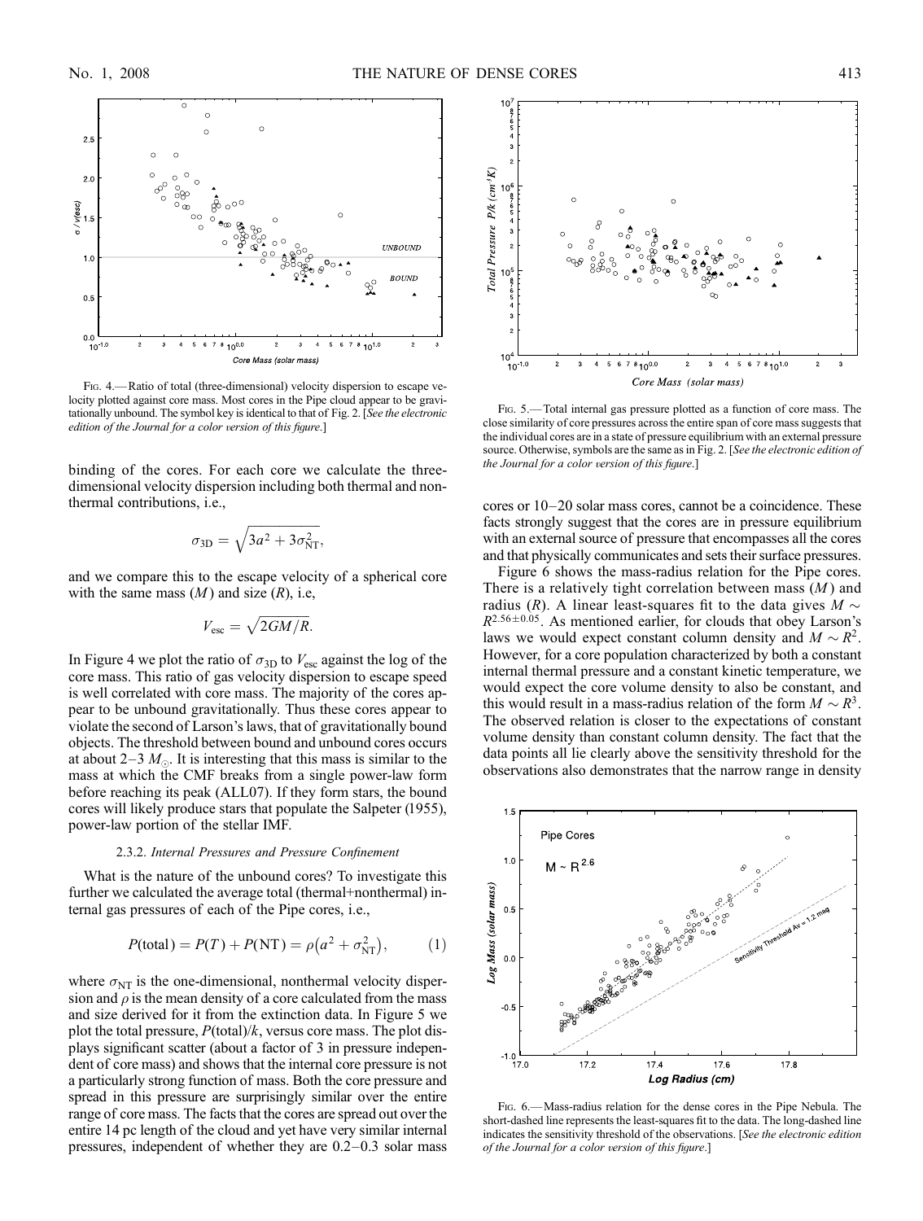FIG. 4.—Ratio of total (three-dimensional) velocity dispersion to escape velocity plotted against core mass. Most cores in the Pipe cloud appear to be gravitationally unbound. The symbol key is identical to that of Fig. 2. [*See the electronic edition of the Journal for a color version of this figure.*]

binding of the cores. For each core we calculate the three-dimensional velocity dispersion including both thermal and nonthermal contributions, i.e.,

$$\sigma_{3D} = \sqrt{3a^2 + 3\sigma_{NT}^2},$$

and we compare this to the escape velocity of a spherical core with the same mass ($M$) and size ($R$), i.e,

$$V_{esc} = \sqrt{2GM/R}.$$

In Figure 4 we plot the ratio of $\sigma_{3D}$ to $V_{esc}$ against the log of the core mass. This ratio of gas velocity dispersion to escape speed is well correlated with core mass. The majority of the cores appear to be unbound gravitationally. Thus these cores appear to violate the second of Larson's laws, that of gravitationally bound objects. The threshold between bound and unbound cores occurs at about 2–3 $M_\odot$. It is interesting that this mass is similar to the mass at which the CMF breaks from a single power-law form before reaching its peak (ALL07). If they form stars, the bound cores will likely produce stars that populate the Salpeter (1955), power-law portion of the stellar IMF.

### 2.3.2. *Internal Pressures and Pressure Confinement*

What is the nature of the unbound cores? To investigate this further we calculated the average total (thermal+nonthermal) internal gas pressures of each of the Pipe cores, i.e.,

$$P(\text{total}) = P(T) + P(\text{NT}) = \rho\left(a^2 + \sigma_{NT}^2\right), \qquad (1)$$

where $\sigma_{NT}$ is the one-dimensional, nonthermal velocity dispersion and $\rho$ is the mean density of a core calculated from the mass and size derived for it from the extinction data. In Figure 5 we plot the total pressure, $P(\text{total})/k$, versus core mass. The plot displays significant scatter (about a factor of 3 in pressure independent of core mass) and shows that the internal core pressure is not a particularly strong function of mass. Both the core pressure and spread in this pressure are surprisingly similar over the entire range of core mass. The facts that the cores are spread out over the entire 14 pc length of the cloud and yet have very similar internal pressures, independent of whether they are 0.2–0.3 solar mass cores or 10–20 solar mass cores, cannot be a coincidence. These facts strongly suggest that the cores are in pressure equilibrium with an external source of pressure that encompasses all the cores and that physically communicates and sets their surface pressures.

FIG. 5.—Total internal gas pressure plotted as a function of core mass. The close similarity of core pressures across the entire span of core mass suggests that the individual cores are in a state of pressure equilibrium with an external pressure source. Otherwise, symbols are the same as in Fig. 2. [*See the electronic edition of the Journal for a color version of this figure.*]

Figure 6 shows the mass-radius relation for the Pipe cores. There is a relatively tight correlation between mass ($M$) and radius ($R$). A linear least-squares fit to the data gives $M \sim R^{2.56\pm0.05}$. As mentioned earlier, for clouds that obey Larson's laws we would expect constant column density and $M \sim R^2$. However, for a core population characterized by both a constant internal thermal pressure and a constant kinetic temperature, we would expect the core volume density to also be constant, and this would result in a mass-radius relation of the form $M \sim R^3$. The observed relation is closer to the expectations of constant volume density than constant column density. The fact that the data points all lie clearly above the sensitivity threshold for the observations also demonstrates that the narrow range in density

FIG. 6.—Mass-radius relation for the dense cores in the Pipe Nebula. The short-dashed line represents the least-squares fit to the data. The long-dashed line indicates the sensitivity threshold of the observations. [*See the electronic edition of the Journal for a color version of this figure.*]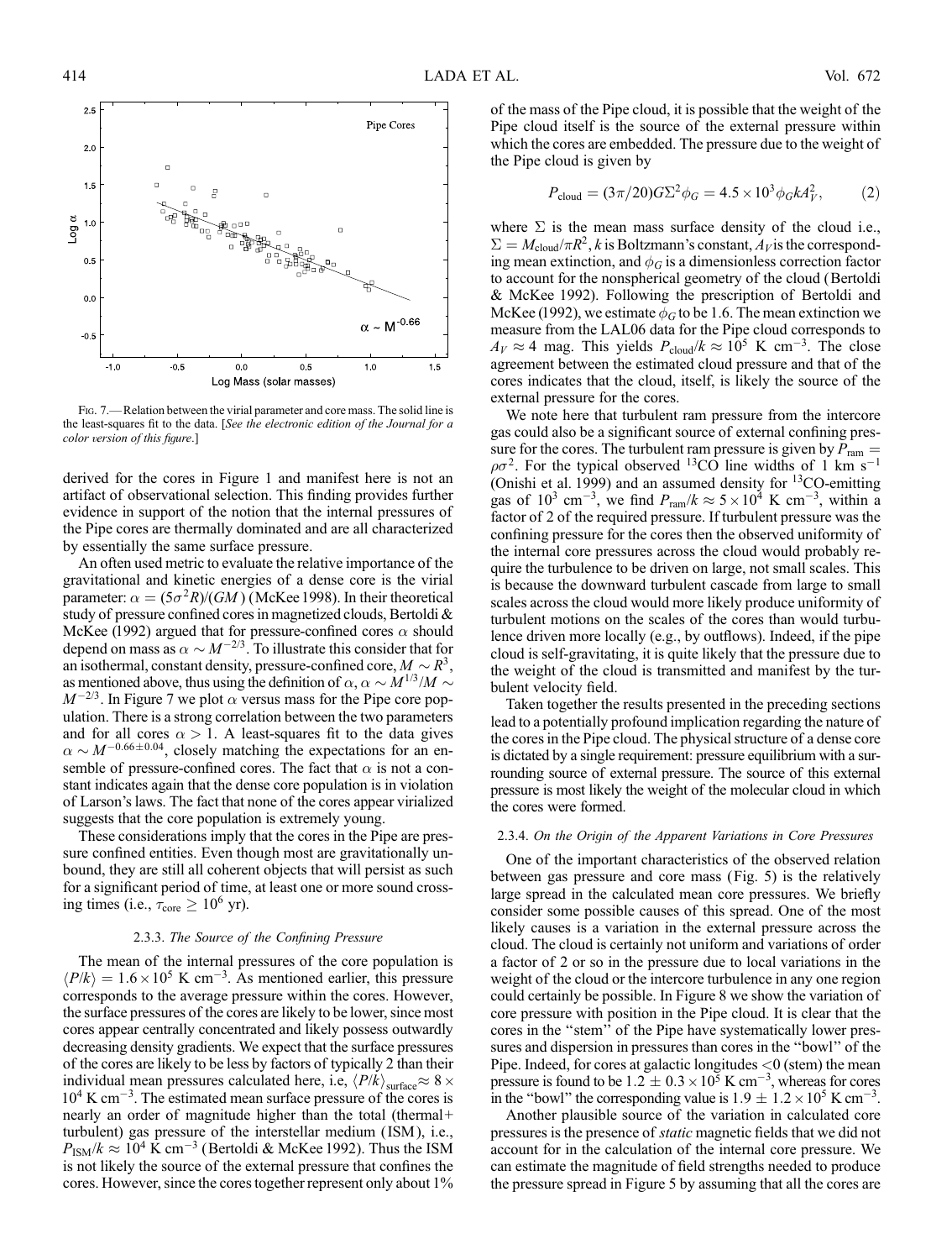FIG. 7.—Relation between the virial parameter and core mass. The solid line is the least-squares fit to the data. [*See the electronic edition of the Journal for a color version of this figure.*]

derived for the cores in Figure 1 and manifest here is not an artifact of observational selection. This finding provides further evidence in support of the notion that the internal pressures of the Pipe cores are thermally dominated and are all characterized by essentially the same surface pressure.

An often used metric to evaluate the relative importance of the gravitational and kinetic energies of a dense core is the virial parameter: $\alpha = (5\sigma^2 R)/(GM)$ (McKee 1998). In their theoretical study of pressure confined cores in magnetized clouds, Bertoldi & McKee (1992) argued that for pressure-confined cores $\alpha$ should depend on mass as $\alpha \sim M^{-2/3}$. To illustrate this consider that for an isothermal, constant density, pressure-confined core, $M \sim R^3$, as mentioned above, thus using the definition of $\alpha$, $\alpha \sim M^{1/3}/M \sim M^{-2/3}$. In Figure 7 we plot $\alpha$ versus mass for the Pipe core population. There is a strong correlation between the two parameters and for all cores $\alpha > 1$. A least-squares fit to the data gives $\alpha \sim M^{-0.66\pm0.04}$, closely matching the expectations for an ensemble of pressure-confined cores. The fact that $\alpha$ is not a constant indicates again that the dense core population is in violation of Larson's laws. The fact that none of the cores appear virialized suggests that the core population is extremely young.

These considerations imply that the cores in the Pipe are pressure confined entities. Even though most are gravitationally unbound, they are still all coherent objects that will persist as such for a significant period of time, at least one or more sound crossing times (i.e., $\tau_{\rm core} \geq 10^6$ yr).

### 2.3.3. *The Source of the Confining Pressure*

The mean of the internal pressures of the core population is $\langle P/k \rangle = 1.6 \times 10^5$ K cm$^{-3}$. As mentioned earlier, this pressure corresponds to the average pressure within the cores. However, the surface pressures of the cores are likely to be lower, since most cores appear centrally concentrated and likely possess outwardly decreasing density gradients. We expect that the surface pressures of the cores are likely to be less by factors of typically 2 than their individual mean pressures calculated here, i.e, $\langle P/k \rangle_{\rm surface} \approx 8 \times 10^4$ K cm$^{-3}$. The estimated mean surface pressure of the cores is nearly an order of magnitude higher than the total (thermal+turbulent) gas pressure of the interstellar medium (ISM), i.e., $P_{\rm ISM}/k \approx 10^4$ K cm$^{-3}$ (Bertoldi & McKee 1992). Thus the ISM is not likely the source of the external pressure that confines the cores. However, since the cores together represent only about 1% of the mass of the Pipe cloud, it is possible that the weight of the Pipe cloud itself is the source of the external pressure within which the cores are embedded. The pressure due to the weight of the Pipe cloud is given by

$$P_{\rm cloud} = (3\pi/20)G\Sigma^2\phi_G = 4.5 \times 10^3 \phi_G k A_V^2, \qquad (2)$$

where $\Sigma$ is the mean mass surface density of the cloud i.e., $\Sigma = M_{\rm cloud}/\pi R^2$, $k$ is Boltzmann's constant, $A_V$ is the corresponding mean extinction, and $\phi_G$ is a dimensionless correction factor to account for the nonspherical geometry of the cloud (Bertoldi & McKee 1992). Following the prescription of Bertoldi and McKee (1992), we estimate $\phi_G$ to be 1.6. The mean extinction we measure from the LAL06 data for the Pipe cloud corresponds to $A_V \approx 4$ mag. This yields $P_{\rm cloud}/k \approx 10^5$ K cm$^{-3}$. The close agreement between the estimated cloud pressure and that of the cores indicates that the cloud, itself, is likely the source of the external pressure for the cores.

We note here that turbulent ram pressure from the intercore gas could also be a significant source of external confining pressure for the cores. The turbulent ram pressure is given by $P_{\rm ram} = \rho\sigma^2$. For the typical observed $^{13}$CO line widths of 1 km s$^{-1}$ (Onishi et al. 1999) and an assumed density for $^{13}$CO-emitting gas of $10^3$ cm$^{-3}$, we find $P_{\rm ram}/k \approx 5 \times 10^4$ K cm$^{-3}$, within a factor of 2 of the required pressure. If turbulent pressure was the confining pressure for the cores then the observed uniformity of the internal core pressures across the cloud would probably require the turbulence to be driven on large, not small scales. This is because the downward turbulent cascade from large to small scales across the cloud would more likely produce uniformity of turbulent motions on the scales of the cores than would turbulence driven more locally (e.g., by outflows). Indeed, if the pipe cloud is self-gravitating, it is quite likely that the pressure due to the weight of the cloud is transmitted and manifest by the turbulent velocity field.

Taken together the results presented in the preceding sections lead to a potentially profound implication regarding the nature of the cores in the Pipe cloud. The physical structure of a dense core is dictated by a single requirement: pressure equilibrium with a surrounding source of external pressure. The source of this external pressure is most likely the weight of the molecular cloud in which the cores were formed.

### 2.3.4. *On the Origin of the Apparent Variations in Core Pressures*

One of the important characteristics of the observed relation between gas pressure and core mass (Fig. 5) is the relatively large spread in the calculated mean core pressures. We briefly consider some possible causes of this spread. One of the most likely causes is a variation in the external pressure across the cloud. The cloud is certainly not uniform and variations of order a factor of 2 or so in the pressure due to local variations in the weight of the cloud or the intercore turbulence in any one region could certainly be possible. In Figure 8 we show the variation of core pressure with position in the Pipe cloud. It is clear that the cores in the "stem" of the Pipe have systematically lower pressures and dispersion in pressures than cores in the "bowl" of the Pipe. Indeed, for cores at galactic longitudes <0 (stem) the mean pressure is found to be $1.2 \pm 0.3 \times 10^5$ K cm$^{-3}$, whereas for cores in the "bowl" the corresponding value is $1.9 \pm 1.2 \times 10^5$ K cm$^{-3}$.

Another plausible source of the variation in calculated core pressures is the presence of *static* magnetic fields that we did not account for in the calculation of the internal core pressure. We can estimate the magnitude of field strengths needed to produce the pressure spread in Figure 5 by assuming that all the cores are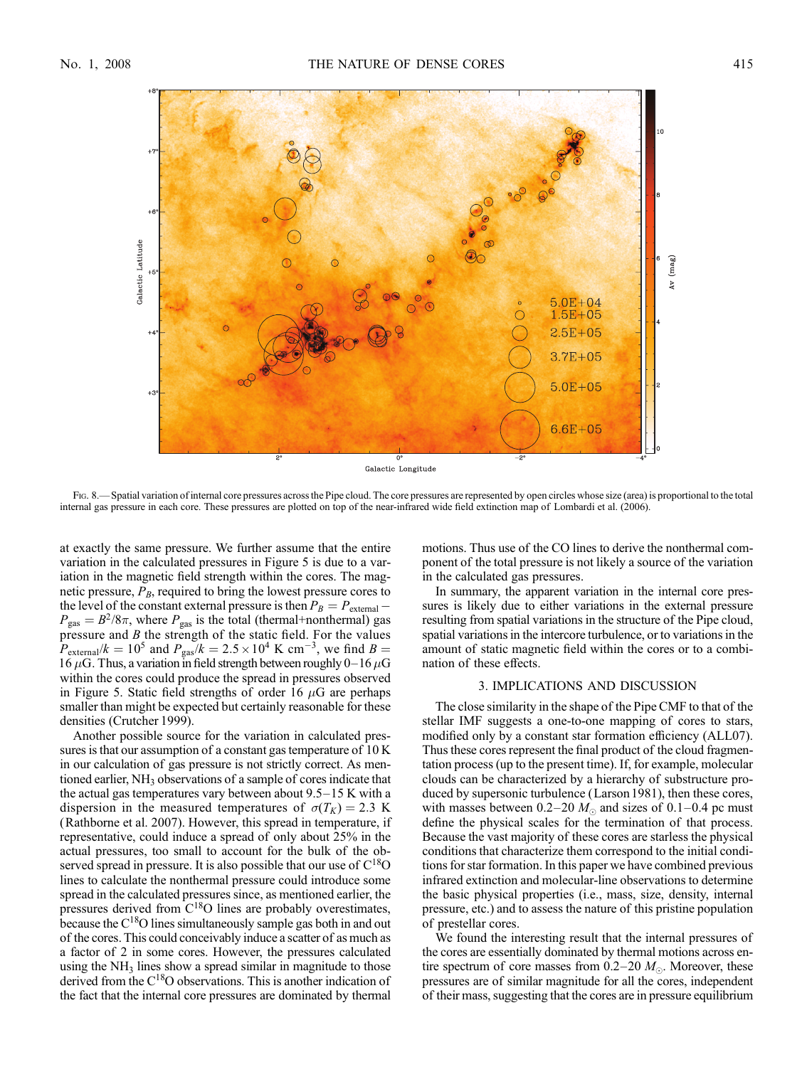FIG. 8.—Spatial variation of internal core pressures across the Pipe cloud. The core pressures are represented by open circles whose size (area) is proportional to the total internal gas pressure in each core. These pressures are plotted on top of the near-infrared wide field extinction map of Lombardi et al. (2006).

at exactly the same pressure. We further assume that the entire variation in the calculated pressures in Figure 5 is due to a variation in the magnetic field strength within the cores. The magnetic pressure, $P_B$, required to bring the lowest pressure cores to the level of the constant external pressure is then $P_B = P_{\rm external} - P_{\rm gas} = B^2/8\pi$, where $P_{\rm gas}$ is the total (thermal+nonthermal) gas pressure and $B$ the strength of the static field. For the values $P_{\rm external}/k = 10^5$ and $P_{\rm gas}/k = 2.5 \times 10^4$ K cm$^{-3}$, we find $B = 16$ $\mu$G. Thus, a variation in field strength between roughly 0–16 $\mu$G within the cores could produce the spread in pressures observed in Figure 5. Static field strengths of order 16 $\mu$G are perhaps smaller than might be expected but certainly reasonable for these densities (Crutcher 1999).

Another possible source for the variation in calculated pressures is that our assumption of a constant gas temperature of 10 K in our calculation of gas pressure is not strictly correct. As mentioned earlier, $NH_3$ observations of a sample of cores indicate that the actual gas temperatures vary between about 9.5–15 K with a dispersion in the measured temperatures of $\sigma(T_K) = 2.3$ K (Rathborne et al. 2007). However, this spread in temperature, if representative, could induce a spread of only about 25% in the actual pressures, too small to account for the bulk of the observed spread in pressure. It is also possible that our use of $C^{18}O$ lines to calculate the nonthermal pressure could introduce some spread in the calculated pressures since, as mentioned earlier, the pressures derived from $C^{18}O$ lines are probably overestimates, because the $C^{18}O$ lines simultaneously sample gas both in and out of the cores. This could conceivably induce a scatter of as much as a factor of 2 in some cores. However, the pressures calculated using the $NH_3$ lines show a spread similar in magnitude to those derived from the $C^{18}O$ observations. This is another indication of the fact that the internal core pressures are dominated by thermal motions. Thus use of the CO lines to derive the nonthermal component of the total pressure is not likely a source of the variation in the calculated gas pressures.

In summary, the apparent variation in the internal core pressures is likely due to either variations in the external pressure resulting from spatial variations in the structure of the Pipe cloud, spatial variations in the intercore turbulence, or to variations in the amount of static magnetic field within the cores or to a combination of these effects.

## 3. IMPLICATIONS AND DISCUSSION

The close similarity in the shape of the Pipe CMF to that of the stellar IMF suggests a one-to-one mapping of cores to stars, modified only by a constant star formation efficiency (ALL07). Thus these cores represent the final product of the cloud fragmentation process (up to the present time). If, for example, molecular clouds can be characterized by a hierarchy of substructure produced by supersonic turbulence (Larson 1981), then these cores, with masses between 0.2–20 $M_{\odot}$ and sizes of 0.1–0.4 pc must define the physical scales for the termination of that process. Because the vast majority of these cores are starless the physical conditions that characterize them correspond to the initial conditions for star formation. In this paper we have combined previous infrared extinction and molecular-line observations to determine the basic physical properties (i.e., mass, size, density, internal pressure, etc.) and to assess the nature of this pristine population of prestellar cores.

We found the interesting result that the internal pressures of the cores are essentially dominated by thermal motions across entire spectrum of core masses from 0.2–20 $M_{\odot}$. Moreover, these pressures are of similar magnitude for all the cores, independent of their mass, suggesting that the cores are in pressure equilibrium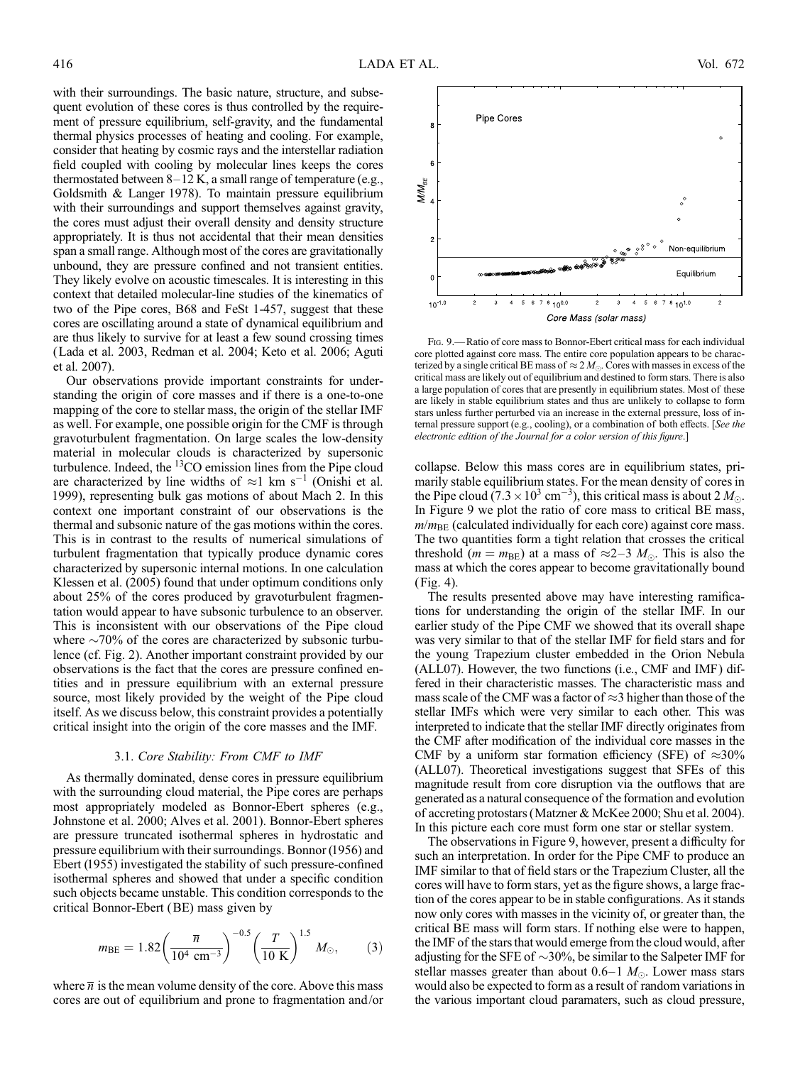with their surroundings. The basic nature, structure, and subsequent evolution of these cores is thus controlled by the requirement of pressure equilibrium, self-gravity, and the fundamental thermal physics processes of heating and cooling. For example, consider that heating by cosmic rays and the interstellar radiation field coupled with cooling by molecular lines keeps the cores thermostated between 8–12 K, a small range of temperature (e.g., Goldsmith & Langer 1978). To maintain pressure equilibrium with their surroundings and support themselves against gravity, the cores must adjust their overall density and density structure appropriately. It is thus not accidental that their mean densities span a small range. Although most of the cores are gravitationally unbound, they are pressure confined and not transient entities. They likely evolve on acoustic timescales. It is interesting in this context that detailed molecular-line studies of the kinematics of two of the Pipe cores, B68 and FeSt 1-457, suggest that these cores are oscillating around a state of dynamical equilibrium and are thus likely to survive for at least a few sound crossing times (Lada et al. 2003, Redman et al. 2004; Keto et al. 2006; Aguti et al. 2007).

Our observations provide important constraints for understanding the origin of core masses and if there is a one-to-one mapping of the core to stellar mass, the origin of the stellar IMF as well. For example, one possible origin for the CMF is through gravoturbulent fragmentation. On large scales the low-density material in molecular clouds is characterized by supersonic turbulence. Indeed, the $^{13}$CO emission lines from the Pipe cloud are characterized by line widths of $\approx 1$ km s$^{-1}$ (Onishi et al. 1999), representing bulk gas motions of about Mach 2. In this context one important constraint of our observations is the thermal and subsonic nature of the gas motions within the cores. This is in contrast to the results of numerical simulations of turbulent fragmentation that typically produce dynamic cores characterized by supersonic internal motions. In one calculation Klessen et al. (2005) found that under optimum conditions only about 25% of the cores produced by gravoturbulent fragmentation would appear to have subsonic turbulence to an observer. This is inconsistent with our observations of the Pipe cloud where ~70% of the cores are characterized by subsonic turbulence (cf. Fig. 2). Another important constraint provided by our observations is the fact that the cores are pressure confined entities and in pressure equilibrium with an external pressure source, most likely provided by the weight of the Pipe cloud itself. As we discuss below, this constraint provides a potentially critical insight into the origin of the core masses and the IMF.

### 3.1. *Core Stability: From CMF to IMF*

As thermally dominated, dense cores in pressure equilibrium with the surrounding cloud material, the Pipe cores are perhaps most appropriately modeled as Bonnor-Ebert spheres (e.g., Johnstone et al. 2000; Alves et al. 2001). Bonnor-Ebert spheres are pressure truncated isothermal spheres in hydrostatic and pressure equilibrium with their surroundings. Bonnor (1956) and Ebert (1955) investigated the stability of such pressure-confined isothermal spheres and showed that under a specific condition such objects became unstable. This condition corresponds to the critical Bonnor-Ebert (BE) mass given by

$$m_{\rm BE} = 1.82\left(\frac{\bar{n}}{10^4\ {\rm cm^{-3}}}\right)^{-0.5}\left(\frac{T}{10\ {\rm K}}\right)^{1.5}\ M_\odot, \qquad (3)$$

where $\bar{n}$ is the mean volume density of the core. Above this mass cores are out of equilibrium and prone to fragmentation and/or collapse. Below this mass cores are in equilibrium states, primarily stable equilibrium states. For the mean density of cores in the Pipe cloud ($7.3 \times 10^3$ cm$^{-3}$), this critical mass is about 2 $M_\odot$. In Figure 9 we plot the ratio of core mass to critical BE mass, $m/m_{\rm BE}$ (calculated individually for each core) against core mass. The two quantities form a tight relation that crosses the critical threshold ($m = m_{\rm BE}$) at a mass of $\approx$2–3 $M_\odot$. This is also the mass at which the cores appear to become gravitationally bound (Fig. 4).

Fig. 9.— Ratio of core mass to Bonnor-Ebert critical mass for each individual core plotted against core mass. The entire core population appears to be characterized by a single critical BE mass of $\approx 2\ M_\odot$. Cores with masses in excess of the critical mass are likely out of equilibrium and destined to form stars. There is also a large population of cores that are presently in equilibrium states. Most of these are likely in stable equilibrium states and thus are unlikely to collapse to form stars unless further perturbed via an increase in the external pressure, loss of internal pressure support (e.g., cooling), or a combination of both effects. [*See the electronic edition of the Journal for a color version of this figure*.]

The results presented above may have interesting ramifications for understanding the origin of the stellar IMF. In our earlier study of the Pipe CMF we showed that its overall shape was very similar to that of the stellar IMF for field stars and for the young Trapezium cluster embedded in the Orion Nebula (ALL07). However, the two functions (i.e., CMF and IMF) differed in their characteristic masses. The characteristic mass and mass scale of the CMF was a factor of $\approx$3 higher than those of the stellar IMFs which were very similar to each other. This was interpreted to indicate that the stellar IMF directly originates from the CMF after modification of the individual core masses in the CMF by a uniform star formation efficiency (SFE) of $\approx$30% (ALL07). Theoretical investigations suggest that SFEs of this magnitude result from core disruption via the outflows that are generated as a natural consequence of the formation and evolution of accreting protostars (Matzner & McKee 2000; Shu et al. 2004). In this picture each core must form one star or stellar system.

The observations in Figure 9, however, present a difficulty for such an interpretation. In order for the Pipe CMF to produce an IMF similar to that of field stars or the Trapezium Cluster, all the cores will have to form stars, yet as the figure shows, a large fraction of the cores appear to be in stable configurations. As it stands now only cores with masses in the vicinity of, or greater than, the critical BE mass will form stars. If nothing else were to happen, the IMF of the stars that would emerge from the cloud would, after adjusting for the SFE of ~30%, be similar to the Salpeter IMF for stellar masses greater than about 0.6–1 $M_\odot$. Lower mass stars would also be expected to form as a result of random variations in the various important cloud paramaters, such as cloud pressure,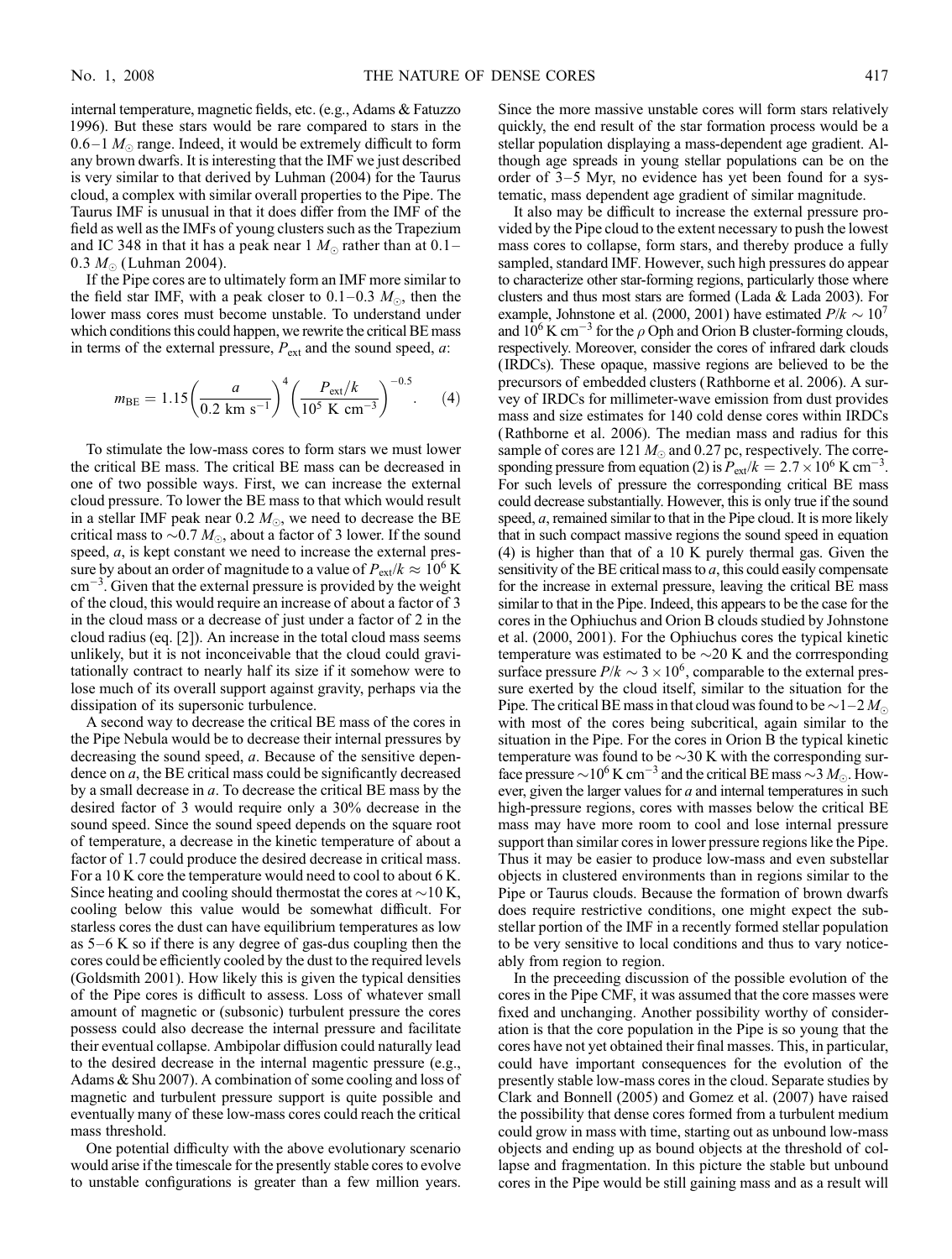internal temperature, magnetic fields, etc. (e.g., Adams & Fatuzzo 1996). But these stars would be rare compared to stars in the 0.6–1 $M_\odot$ range. Indeed, it would be extremely difficult to form any brown dwarfs. It is interesting that the IMF we just described is very similar to that derived by Luhman (2004) for the Taurus cloud, a complex with similar overall properties to the Pipe. The Taurus IMF is unusual in that it does differ from the IMF of the field as well as the IMFs of young clusters such as the Trapezium and IC 348 in that it has a peak near 1 $M_\odot$ rather than at 0.1–0.3 $M_\odot$ (Luhman 2004).

If the Pipe cores are to ultimately form an IMF more similar to the field star IMF, with a peak closer to 0.1–0.3 $M_\odot$, then the lower mass cores must become unstable. To understand under which conditions this could happen, we rewrite the critical BE mass in terms of the external pressure, $P_{\rm ext}$ and the sound speed, $a$:

$$m_{\rm BE} = 1.15\left(\frac{a}{0.2\ {\rm km\ s^{-1}}}\right)^4\left(\frac{P_{\rm ext}/k}{10^5\ {\rm K\ cm^{-3}}}\right)^{-0.5}. \quad (4)$$

To stimulate the low-mass cores to form stars we must lower the critical BE mass. The critical BE mass can be decreased in one of two possible ways. First, we can increase the external cloud pressure. To lower the BE mass to that which would result in a stellar IMF peak near 0.2 $M_\odot$, we need to decrease the BE critical mass to ~0.7 $M_\odot$, about a factor of 3 lower. If the sound speed, $a$, is kept constant we need to increase the external pressure by about an order of magnitude to a value of $P_{\rm ext}/k \approx 10^6$ K cm$^{-3}$. Given that the external pressure is provided by the weight of the cloud, this would require an increase of about a factor of 3 in the cloud mass or a decrease of just under a factor of 2 in the cloud radius (eq. [2]). An increase in the total cloud mass seems unlikely, but it is not inconceivable that the cloud could gravitationally contract to nearly half its size if it somehow were to lose much of its overall support against gravity, perhaps via the dissipation of its supersonic turbulence.

A second way to decrease the critical BE mass of the cores in the Pipe Nebula would be to decrease their internal pressures by decreasing the sound speed, $a$. Because of the sensitive dependence on $a$, the BE critical mass could be significantly decreased by a small decrease in $a$. To decrease the critical BE mass by the desired factor of 3 would require only a 30% decrease in the sound speed. Since the sound speed depends on the square root of temperature, a decrease in the kinetic temperature of about a factor of 1.7 could produce the desired decrease in critical mass. For a 10 K core the temperature would need to cool to about 6 K. Since heating and cooling should thermostat the cores at ~10 K, cooling below this value would be somewhat difficult. For starless cores the dust can have equilibrium temperatures as low as 5–6 K so if there is any degree of gas-dus coupling then the cores could be efficiently cooled by the dust to the required levels (Goldsmith 2001). How likely this is given the typical densities of the Pipe cores is difficult to assess. Loss of whatever small amount of magnetic or (subsonic) turbulent pressure the cores possess could also decrease the internal pressure and facilitate their eventual collapse. Ambipolar diffusion could naturally lead to the desired decrease in the internal magentic pressure (e.g., Adams & Shu 2007). A combination of some cooling and loss of magnetic and turbulent pressure support is quite possible and eventually many of these low-mass cores could reach the critical mass threshold.

One potential difficulty with the above evolutionary scenario would arise if the timescale for the presently stable cores to evolve to unstable configurations is greater than a few million years. Since the more massive unstable cores will form stars relatively quickly, the end result of the star formation process would be a stellar population displaying a mass-dependent age gradient. Although age spreads in young stellar populations can be on the order of 3–5 Myr, no evidence has yet been found for a systematic, mass dependent age gradient of similar magnitude.

It also may be difficult to increase the external pressure provided by the Pipe cloud to the extent necessary to push the lowest mass cores to collapse, form stars, and thereby produce a fully sampled, standard IMF. However, such high pressures do appear to characterize other star-forming regions, particularly those where clusters and thus most stars are formed (Lada & Lada 2003). For example, Johnstone et al. (2000, 2001) have estimated $P/k \sim 10^7$ and $10^6$ K cm$^{-3}$ for the $\rho$ Oph and Orion B cluster-forming clouds, respectively. Moreover, consider the cores of infrared dark clouds (IRDCs). These opaque, massive regions are believed to be the precursors of embedded clusters (Rathborne et al. 2006). A survey of IRDCs for millimeter-wave emission from dust provides mass and size estimates for 140 cold dense cores within IRDCs (Rathborne et al. 2006). The median mass and radius for this sample of cores are 121 $M_\odot$ and 0.27 pc, respectively. The corresponding pressure from equation (2) is $P_{\rm ext}/k = 2.7 \times 10^6$ K cm$^{-3}$. For such levels of pressure the corresponding critical BE mass could decrease substantially. However, this is only true if the sound speed, $a$, remained similar to that in the Pipe cloud. It is more likely that in such compact massive regions the sound speed in equation (4) is higher than that of a 10 K purely thermal gas. Given the sensitivity of the BE critical mass to $a$, this could easily compensate for the increase in external pressure, leaving the critical BE mass similar to that in the Pipe. Indeed, this appears to be the case for the cores in the Ophiuchus and Orion B clouds studied by Johnstone et al. (2000, 2001). For the Ophiuchus cores the typical kinetic temperature was estimated to be ~20 K and the corrresponding surface pressure $P/k \sim 3 \times 10^6$, comparable to the external pressure exerted by the cloud itself, similar to the situation for the Pipe. The critical BE mass in that cloud was found to be ~1–2 $M_\odot$ with most of the cores being subcritical, again similar to the situation in the Pipe. For the cores in Orion B the typical kinetic temperature was found to be ~30 K with the corresponding surface pressure ~$10^6$ K cm$^{-3}$ and the critical BE mass ~3 $M_\odot$. However, given the larger values for $a$ and internal temperatures in such high-pressure regions, cores with masses below the critical BE mass may have more room to cool and lose internal pressure support than similar cores in lower pressure regions like the Pipe. Thus it may be easier to produce low-mass and even substellar objects in clustered environments than in regions similar to the Pipe or Taurus clouds. Because the formation of brown dwarfs does require restrictive conditions, one might expect the substellar portion of the IMF in a recently formed stellar population to be very sensitive to local conditions and thus to vary noticeably from region to region.

In the preceeding discussion of the possible evolution of the cores in the Pipe CMF, it was assumed that the core masses were fixed and unchanging. Another possibility worthy of consideration is that the core population in the Pipe is so young that the cores have not yet obtained their final masses. This, in particular, could have important consequences for the evolution of the presently stable low-mass cores in the cloud. Separate studies by Clark and Bonnell (2005) and Gomez et al. (2007) have raised the possibility that dense cores formed from a turbulent medium could grow in mass with time, starting out as unbound low-mass objects and ending up as bound objects at the threshold of collapse and fragmentation. In this picture the stable but unbound cores in the Pipe would be still gaining mass and as a result will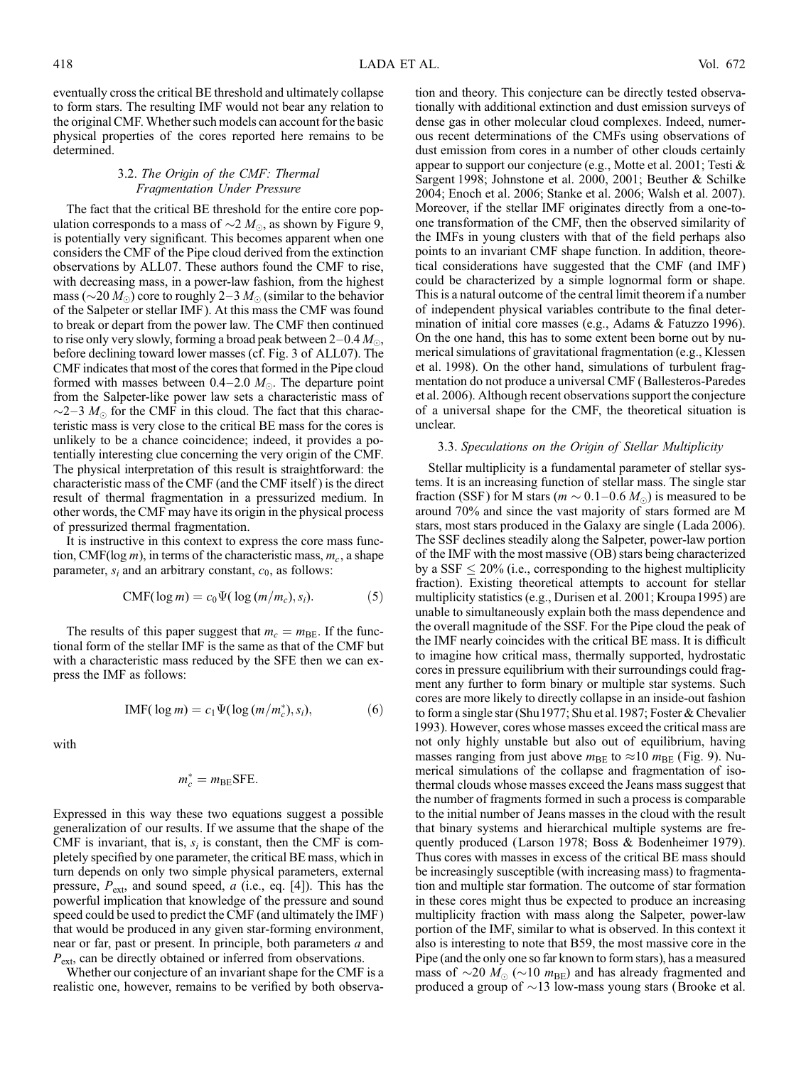eventually cross the critical BE threshold and ultimately collapse to form stars. The resulting IMF would not bear any relation to the original CMF. Whether such models can account for the basic physical properties of the cores reported here remains to be determined.

### 3.2. *The Origin of the CMF: Thermal Fragmentation Under Pressure*

The fact that the critical BE threshold for the entire core population corresponds to a mass of $\sim 2\ M_{\odot}$, as shown by Figure 9, is potentially very significant. This becomes apparent when one considers the CMF of the Pipe cloud derived from the extinction observations by ALL07. These authors found the CMF to rise, with decreasing mass, in a power-law fashion, from the highest mass ($\sim 20\ M_{\odot}$) core to roughly $2$–$3\ M_{\odot}$ (similar to the behavior of the Salpeter or stellar IMF). At this mass the CMF was found to break or depart from the power law. The CMF then continued to rise only very slowly, forming a broad peak between $2$–$0.4\ M_{\odot}$, before declining toward lower masses (cf. Fig. 3 of ALL07). The CMF indicates that most of the cores that formed in the Pipe cloud formed with masses between $0.4$–$2.0\ M_{\odot}$. The departure point from the Salpeter-like power law sets a characteristic mass of $\sim 2$–$3\ M_{\odot}$ for the CMF in this cloud. The fact that this characteristic mass is very close to the critical BE mass for the cores is unlikely to be a chance coincidence; indeed, it provides a potentially interesting clue concerning the very origin of the CMF. The physical interpretation of this result is straightforward: the characteristic mass of the CMF (and the CMF itself) is the direct result of thermal fragmentation in a pressurized medium. In other words, the CMF may have its origin in the physical process of pressurized thermal fragmentation.

It is instructive in this context to express the core mass function, CMF($\log m$), in terms of the characteristic mass, $m_c$, a shape parameter, $s_i$ and an arbitrary constant, $c_0$, as follows:

$$\mathrm{CMF}(\log m) = c_0 \Psi(\log(m/m_c), s_i). \quad (5)$$

The results of this paper suggest that $m_c = m_{\mathrm{BE}}$. If the functional form of the stellar IMF is the same as that of the CMF but with a characteristic mass reduced by the SFE then we can express the IMF as follows:

$$\mathrm{IMF}(\log m) = c_1 \Psi(\log(m/m_c^*), s_i), \quad (6)$$

with

$$m_c^* = m_{\mathrm{BE}}\mathrm{SFE}.$$

Expressed in this way these two equations suggest a possible generalization of our results. If we assume that the shape of the CMF is invariant, that is, $s_i$ is constant, then the CMF is completely specified by one parameter, the critical BE mass, which in turn depends on only two simple physical parameters, external pressure, $P_{\mathrm{ext}}$, and sound speed, $a$ (i.e., eq. [4]). This has the powerful implication that knowledge of the pressure and sound speed could be used to predict the CMF (and ultimately the IMF) that would be produced in any given star-forming environment, near or far, past or present. In principle, both parameters $a$ and $P_{\mathrm{ext}}$, can be directly obtained or inferred from observations.

Whether our conjecture of an invariant shape for the CMF is a realistic one, however, remains to be verified by both observation and theory. This conjecture can be directly tested observationally with additional extinction and dust emission surveys of dense gas in other molecular cloud complexes. Indeed, numerous recent determinations of the CMFs using observations of dust emission from cores in a number of other clouds certainly appear to support our conjecture (e.g., Motte et al. 2001; Testi & Sargent 1998; Johnstone et al. 2000, 2001; Beuther & Schilke 2004; Enoch et al. 2006; Stanke et al. 2006; Walsh et al. 2007). Moreover, if the stellar IMF originates directly from a one-to-one transformation of the CMF, then the observed similarity of the IMFs in young clusters with that of the field perhaps also points to an invariant CMF shape function. In addition, theoretical considerations have suggested that the CMF (and IMF) could be characterized by a simple lognormal form or shape. This is a natural outcome of the central limit theorem if a number of independent physical variables contribute to the final determination of initial core masses (e.g., Adams & Fatuzzo 1996). On the one hand, this has to some extent been borne out by numerical simulations of gravitational fragmentation (e.g., Klessen et al. 1998). On the other hand, simulations of turbulent fragmentation do not produce a universal CMF (Ballesteros-Paredes et al. 2006). Although recent observations support the conjecture of a universal shape for the CMF, the theoretical situation is unclear.

### 3.3. *Speculations on the Origin of Stellar Multiplicity*

Stellar multiplicity is a fundamental parameter of stellar systems. It is an increasing function of stellar mass. The single star fraction (SSF) for M stars ($m \sim 0.1$–$0.6\ M_{\odot}$) is measured to be around 70% and since the vast majority of stars formed are M stars, most stars produced in the Galaxy are single (Lada 2006). The SSF declines steadily along the Salpeter, power-law portion of the IMF with the most massive (OB) stars being characterized by a SSF $\leq 20\%$ (i.e., corresponding to the highest multiplicity fraction). Existing theoretical attempts to account for stellar multiplicity statistics (e.g., Durisen et al. 2001; Kroupa 1995) are unable to simultaneously explain both the mass dependence and the overall magnitude of the SSF. For the Pipe cloud the peak of the IMF nearly coincides with the critical BE mass. It is difficult to imagine how critical mass, thermally supported, hydrostatic cores in pressure equilibrium with their surroundings could fragment any further to form binary or multiple star systems. Such cores are more likely to directly collapse in an inside-out fashion to form a single star (Shu 1977; Shu et al. 1987; Foster & Chevalier 1993). However, cores whose masses exceed the critical mass are not only highly unstable but also out of equilibrium, having masses ranging from just above $m_{\mathrm{BE}}$ to $\approx 10\ m_{\mathrm{BE}}$ (Fig. 9). Numerical simulations of the collapse and fragmentation of isothermal clouds whose masses exceed the Jeans mass suggest that the number of fragments formed in such a process is comparable to the initial number of Jeans masses in the cloud with the result that binary systems and hierarchical multiple systems are frequently produced (Larson 1978; Boss & Bodenheimer 1979). Thus cores with masses in excess of the critical BE mass should be increasingly susceptible (with increasing mass) to fragmentation and multiple star formation. The outcome of star formation in these cores might thus be expected to produce an increasing multiplicity fraction with mass along the Salpeter, power-law portion of the IMF, similar to what is observed. In this context it also is interesting to note that B59, the most massive core in the Pipe (and the only one so far known to form stars), has a measured mass of $\sim 20\ M_{\odot}$ ($\sim 10\ m_{\mathrm{BE}}$) and has already fragmented and produced a group of $\sim 13$ low-mass young stars (Brooke et al.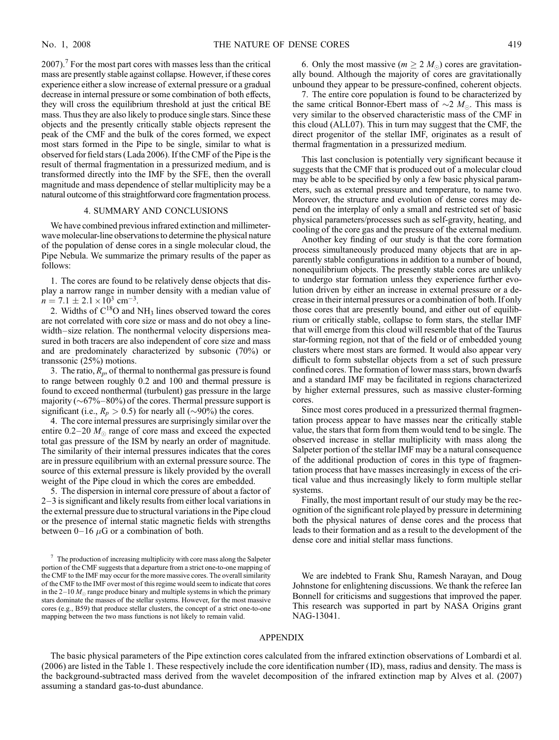2007).[7] For the most part cores with masses less than the critical mass are presently stable against collapse. However, if these cores experience either a slow increase of external pressure or a gradual decrease in internal pressure or some combination of both effects, they will cross the equilibrium threshold at just the critical BE mass. Thus they are also likely to produce single stars. Since these objects and the presently critically stable objects represent the peak of the CMF and the bulk of the cores formed, we expect most stars formed in the Pipe to be single, similar to what is observed for field stars (Lada 2006). If the CMF of the Pipe is the result of thermal fragmentation in a pressurized medium, and is transformed directly into the IMF by the SFE, then the overall magnitude and mass dependence of stellar multiplicity may be a natural outcome of this straightforward core fragmentation process.

## 4. SUMMARY AND CONCLUSIONS

We have combined previous infrared extinction and millimeter-wave molecular-line observations to determine the physical nature of the population of dense cores in a single molecular cloud, the Pipe Nebula. We summarize the primary results of the paper as follows:

1. The cores are found to be relatively dense objects that display a narrow range in number density with a median value of $n = 7.1 \pm 2.1 \times 10^3$ cm$^{-3}$.

2. Widths of $C^{18}O$ and $NH_3$ lines observed toward the cores are not correlated with core size or mass and do not obey a linewidth–size relation. The nonthermal velocity dispersions measured in both tracers are also independent of core size and mass and are predominately characterized by subsonic (70%) or transsonic (25%) motions.

3. The ratio, $R_p$, of thermal to nonthermal gas pressure is found to range between roughly 0.2 and 100 and thermal pressure is found to exceed nonthermal (turbulent) gas pressure in the large majority (~67%–80%) of the cores. Thermal pressure support is significant (i.e., $R_p > 0.5$) for nearly all (~90%) the cores.

4. The core internal pressures are surprisingly similar over the entire 0.2–20 $M_\odot$ range of core mass and exceed the expected total gas pressure of the ISM by nearly an order of magnitude. The similarity of their internal pressures indicates that the cores are in pressure equilibrium with an external pressure source. The source of this external pressure is likely provided by the overall weight of the Pipe cloud in which the cores are embedded.

5. The dispersion in internal core pressure of about a factor of 2–3 is significant and likely results from either local variations in the external pressure due to structural variations in the Pipe cloud or the presence of internal static magnetic fields with strengths between 0–16 $\mu$G or a combination of both.

6. Only the most massive ($m \geq 2\ M_\odot$) cores are gravitationally bound. Although the majority of cores are gravitationally unbound they appear to be pressure-confined, coherent objects.

7. The entire core population is found to be characterized by the same critical Bonnor-Ebert mass of ~2 $M_\odot$. This mass is very similar to the observed characteristic mass of the CMF in this cloud (ALL07). This in turn may suggest that the CMF, the direct progenitor of the stellar IMF, originates as a result of thermal fragmentation in a pressurized medium.

This last conclusion is potentially very significant because it suggests that the CMF that is produced out of a molecular cloud may be able to be specified by only a few basic physical parameters, such as external pressure and temperature, to name two. Moreover, the structure and evolution of dense cores may depend on the interplay of only a small and restricted set of basic physical parameters/processes such as self-gravity, heating, and cooling of the core gas and the pressure of the external medium.

Another key finding of our study is that the core formation process simultaneously produced many objects that are in apparently stable configurations in addition to a number of bound, nonequilibrium objects. The presently stable cores are unlikely to undergo star formation unless they experience further evolution driven by either an increase in external pressure or a decrease in their internal pressures or a combination of both. If only those cores that are presently bound, and either out of equilibrium or critically stable, collapse to form stars, the stellar IMF that will emerge from this cloud will resemble that of the Taurus star-forming region, not that of the field or of embedded young clusters where most stars are formed. It would also appear very difficult to form substellar objects from a set of such pressure confined cores. The formation of lower mass stars, brown dwarfs and a standard IMF may be facilitated in regions characterized by higher external pressures, such as massive cluster-forming cores.

Since most cores produced in a pressurized thermal fragmentation process appear to have masses near the critically stable value, the stars that form from them would tend to be single. The observed increase in stellar multiplicity with mass along the Salpeter portion of the stellar IMF may be a natural consequence of the additional production of cores in this type of fragmentation process that have masses increasingly in excess of the critical value and thus increasingly likely to form multiple stellar systems.

Finally, the most important result of our study may be the recognition of the significant role played by pressure in determining both the physical natures of dense cores and the process that leads to their formation and as a result to the development of the dense core and initial stellar mass functions.

We are indebted to Frank Shu, Ramesh Narayan, and Doug Johnstone for enlightening discussions. We thank the referee Ian Bonnell for criticisms and suggestions that improved the paper. This research was supported in part by NASA Origins grant NAG-13041.

[7] The production of increasing multiplicity with core mass along the Salpeter portion of the CMF suggests that a departure from a strict one-to-one mapping of the CMF to the IMF may occur for the more massive cores. The overall similarity of the CMF to the IMF over most of this regime would seem to indicate that cores in the 2–10 $M_\odot$ range produce binary and multiple systems in which the primary stars dominate the masses of the stellar systems. However, for the most massive cores (e.g., B59) that produce stellar clusters, the concept of a strict one-to-one mapping between the two mass functions is not likely to remain valid.

## APPENDIX

The basic physical parameters of the Pipe extinction cores calculated from the infrared extinction observations of Lombardi et al. (2006) are listed in the Table 1. These respectively include the core identification number (ID), mass, radius and density. The mass is the background-subtracted mass derived from the wavelet decomposition of the infrared extinction map by Alves et al. (2007) assuming a standard gas-to-dust abundance.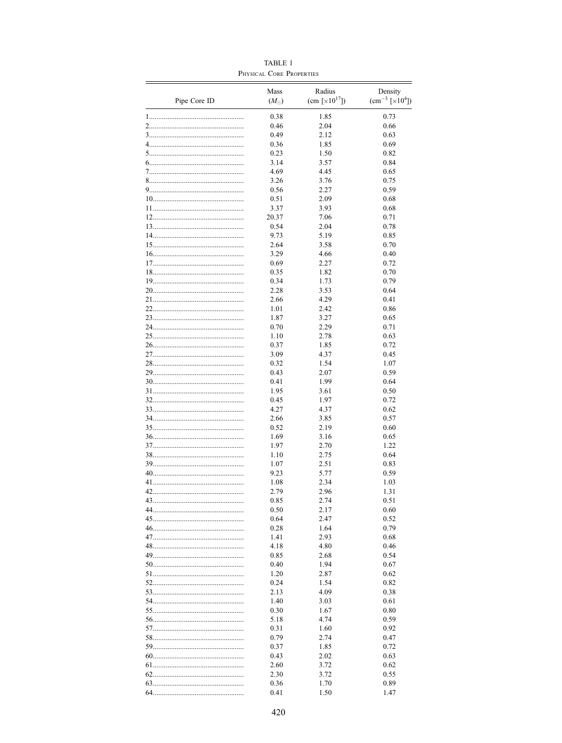TABLE 1

PHYSICAL CORE PROPERTIES

| Pipe Core ID | Mass ($M_\odot$) | Radius (cm [$\times 10^{17}$]) | Density (cm$^{-3}$ [$\times 10^4$]) |
|---|---|---|---|
| 1 | 0.38 | 1.85 | 0.73 |
| 2 | 0.46 | 2.04 | 0.66 |
| 3 | 0.49 | 2.12 | 0.63 |
| 4 | 0.36 | 1.85 | 0.69 |
| 5 | 0.23 | 1.50 | 0.82 |
| 6 | 3.14 | 3.57 | 0.84 |
| 7 | 4.69 | 4.45 | 0.65 |
| 8 | 3.26 | 3.76 | 0.75 |
| 9 | 0.56 | 2.27 | 0.59 |
| 10 | 0.51 | 2.09 | 0.68 |
| 11 | 3.37 | 3.93 | 0.68 |
| 12 | 20.37 | 7.06 | 0.71 |
| 13 | 0.54 | 2.04 | 0.78 |
| 14 | 9.73 | 5.19 | 0.85 |
| 15 | 2.64 | 3.58 | 0.70 |
| 16 | 3.29 | 4.66 | 0.40 |
| 17 | 0.69 | 2.27 | 0.72 |
| 18 | 0.35 | 1.82 | 0.70 |
| 19 | 0.34 | 1.73 | 0.79 |
| 20 | 2.28 | 3.53 | 0.64 |
| 21 | 2.66 | 4.29 | 0.41 |
| 22 | 1.01 | 2.42 | 0.86 |
| 23 | 1.87 | 3.27 | 0.65 |
| 24 | 0.70 | 2.29 | 0.71 |
| 25 | 1.10 | 2.78 | 0.63 |
| 26 | 0.37 | 1.85 | 0.72 |
| 27 | 3.09 | 4.37 | 0.45 |
| 28 | 0.32 | 1.54 | 1.07 |
| 29 | 0.43 | 2.07 | 0.59 |
| 30 | 0.41 | 1.99 | 0.64 |
| 31 | 1.95 | 3.61 | 0.50 |
| 32 | 0.45 | 1.97 | 0.72 |
| 33 | 4.27 | 4.37 | 0.62 |
| 34 | 2.66 | 3.85 | 0.57 |
| 35 | 0.52 | 2.19 | 0.60 |
| 36 | 1.69 | 3.16 | 0.65 |
| 37 | 1.97 | 2.70 | 1.22 |
| 38 | 1.10 | 2.75 | 0.64 |
| 39 | 1.07 | 2.51 | 0.83 |
| 40 | 9.23 | 5.77 | 0.59 |
| 41 | 1.08 | 2.34 | 1.03 |
| 42 | 2.79 | 2.96 | 1.31 |
| 43 | 0.85 | 2.74 | 0.51 |
| 44 | 0.50 | 2.17 | 0.60 |
| 45 | 0.64 | 2.47 | 0.52 |
| 46 | 0.28 | 1.64 | 0.79 |
| 47 | 1.41 | 2.93 | 0.68 |
| 48 | 4.18 | 4.80 | 0.46 |
| 49 | 0.85 | 2.68 | 0.54 |
| 50 | 0.40 | 1.94 | 0.67 |
| 51 | 1.20 | 2.87 | 0.62 |
| 52 | 0.24 | 1.54 | 0.82 |
| 53 | 2.13 | 4.09 | 0.38 |
| 54 | 1.40 | 3.03 | 0.61 |
| 55 | 0.30 | 1.67 | 0.80 |
| 56 | 5.18 | 4.74 | 0.59 |
| 57 | 0.31 | 1.60 | 0.92 |
| 58 | 0.79 | 2.74 | 0.47 |
| 59 | 0.37 | 1.85 | 0.72 |
| 60 | 0.43 | 2.02 | 0.63 |
| 61 | 2.60 | 3.72 | 0.62 |
| 62 | 2.30 | 3.72 | 0.55 |
| 63 | 0.36 | 1.70 | 0.89 |
| 64 | 0.41 | 1.50 | 1.47 |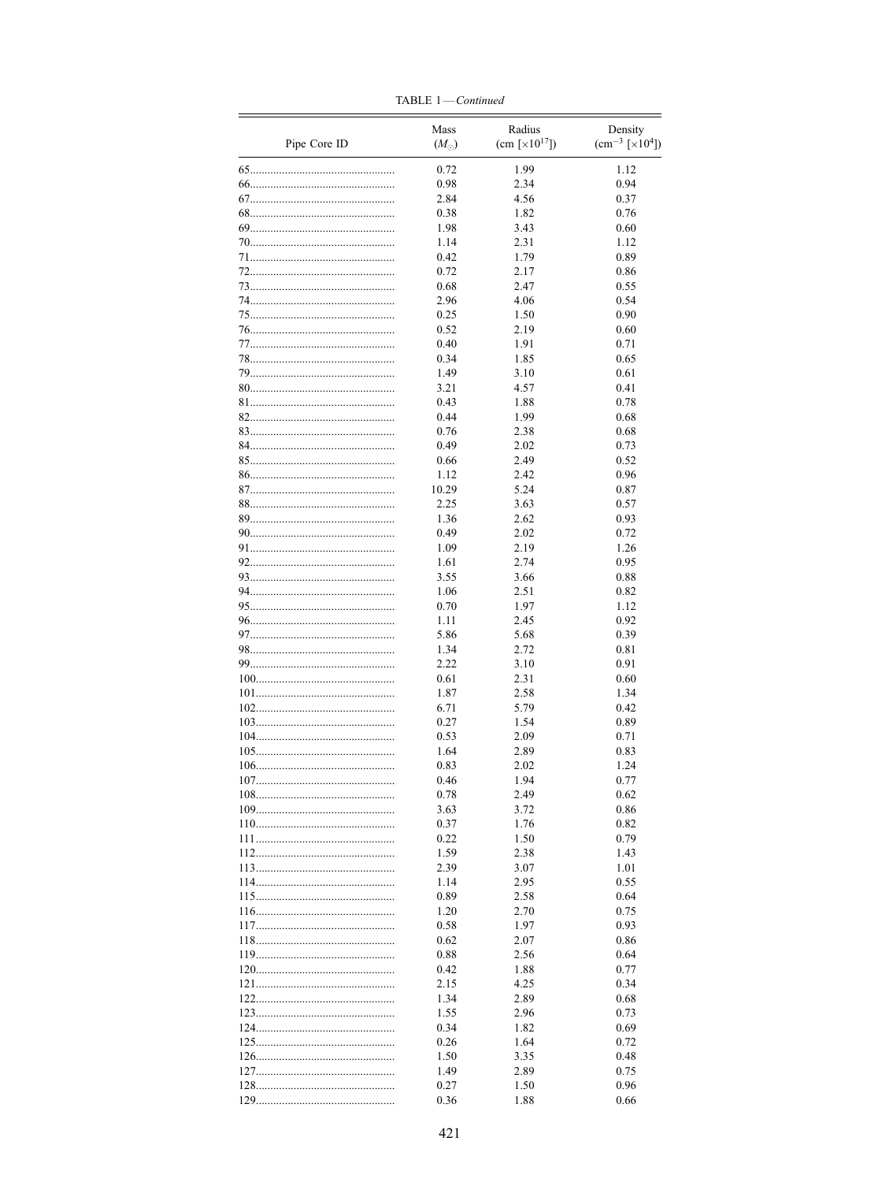TABLE 1—*Continued*

| Pipe Core ID | Mass ($M_{\odot}$) | Radius (cm [$\times 10^{17}$]) | Density (cm$^{-3}$ [$\times 10^{4}$]) |
|---|---|---|---|
| 65 | 0.72 | 1.99 | 1.12 |
| 66 | 0.98 | 2.34 | 0.94 |
| 67 | 2.84 | 4.56 | 0.37 |
| 68 | 0.38 | 1.82 | 0.76 |
| 69 | 1.98 | 3.43 | 0.60 |
| 70 | 1.14 | 2.31 | 1.12 |
| 71 | 0.42 | 1.79 | 0.89 |
| 72 | 0.72 | 2.17 | 0.86 |
| 73 | 0.68 | 2.47 | 0.55 |
| 74 | 2.96 | 4.06 | 0.54 |
| 75 | 0.25 | 1.50 | 0.90 |
| 76 | 0.52 | 2.19 | 0.60 |
| 77 | 0.40 | 1.91 | 0.71 |
| 78 | 0.34 | 1.85 | 0.65 |
| 79 | 1.49 | 3.10 | 0.61 |
| 80 | 3.21 | 4.57 | 0.41 |
| 81 | 0.43 | 1.88 | 0.78 |
| 82 | 0.44 | 1.99 | 0.68 |
| 83 | 0.76 | 2.38 | 0.68 |
| 84 | 0.49 | 2.02 | 0.73 |
| 85 | 0.66 | 2.49 | 0.52 |
| 86 | 1.12 | 2.42 | 0.96 |
| 87 | 10.29 | 5.24 | 0.87 |
| 88 | 2.25 | 3.63 | 0.57 |
| 89 | 1.36 | 2.62 | 0.93 |
| 90 | 0.49 | 2.02 | 0.72 |
| 91 | 1.09 | 2.19 | 1.26 |
| 92 | 1.61 | 2.74 | 0.95 |
| 93 | 3.55 | 3.66 | 0.88 |
| 94 | 1.06 | 2.51 | 0.82 |
| 95 | 0.70 | 1.97 | 1.12 |
| 96 | 1.11 | 2.45 | 0.92 |
| 97 | 5.86 | 5.68 | 0.39 |
| 98 | 1.34 | 2.72 | 0.81 |
| 99 | 2.22 | 3.10 | 0.91 |
| 100 | 0.61 | 2.31 | 0.60 |
| 101 | 1.87 | 2.58 | 1.34 |
| 102 | 6.71 | 5.79 | 0.42 |
| 103 | 0.27 | 1.54 | 0.89 |
| 104 | 0.53 | 2.09 | 0.71 |
| 105 | 1.64 | 2.89 | 0.83 |
| 106 | 0.83 | 2.02 | 1.24 |
| 107 | 0.46 | 1.94 | 0.77 |
| 108 | 0.78 | 2.49 | 0.62 |
| 109 | 3.63 | 3.72 | 0.86 |
| 110 | 0.37 | 1.76 | 0.82 |
| 111 | 0.22 | 1.50 | 0.79 |
| 112 | 1.59 | 2.38 | 1.43 |
| 113 | 2.39 | 3.07 | 1.01 |
| 114 | 1.14 | 2.95 | 0.55 |
| 115 | 0.89 | 2.58 | 0.64 |
| 116 | 1.20 | 2.70 | 0.75 |
| 117 | 0.58 | 1.97 | 0.93 |
| 118 | 0.62 | 2.07 | 0.86 |
| 119 | 0.88 | 2.56 | 0.64 |
| 120 | 0.42 | 1.88 | 0.77 |
| 121 | 2.15 | 4.25 | 0.34 |
| 122 | 1.34 | 2.89 | 0.68 |
| 123 | 1.55 | 2.96 | 0.73 |
| 124 | 0.34 | 1.82 | 0.69 |
| 125 | 0.26 | 1.64 | 0.72 |
| 126 | 1.50 | 3.35 | 0.48 |
| 127 | 1.49 | 2.89 | 0.75 |
| 128 | 0.27 | 1.50 | 0.96 |
| 129 | 0.36 | 1.88 | 0.66 |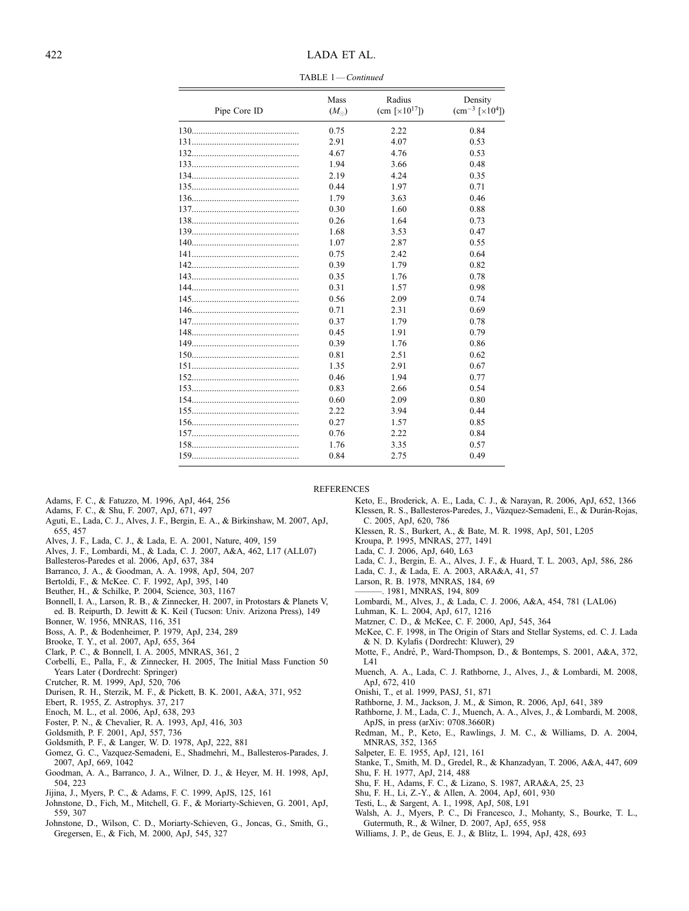TABLE 1—*Continued*

| Pipe Core ID | Mass ($M_\odot$) | Radius (cm [$\times 10^{17}$]) | Density (cm$^{-3}$ [$\times 10^4$]) |
|---|---|---|---|
| 130 | 0.75 | 2.22 | 0.84 |
| 131 | 2.91 | 4.07 | 0.53 |
| 132 | 4.67 | 4.76 | 0.53 |
| 133 | 1.94 | 3.66 | 0.48 |
| 134 | 2.19 | 4.24 | 0.35 |
| 135 | 0.44 | 1.97 | 0.71 |
| 136 | 1.79 | 3.63 | 0.46 |
| 137 | 0.30 | 1.60 | 0.88 |
| 138 | 0.26 | 1.64 | 0.73 |
| 139 | 1.68 | 3.53 | 0.47 |
| 140 | 1.07 | 2.87 | 0.55 |
| 141 | 0.75 | 2.42 | 0.64 |
| 142 | 0.39 | 1.79 | 0.82 |
| 143 | 0.35 | 1.76 | 0.78 |
| 144 | 0.31 | 1.57 | 0.98 |
| 145 | 0.56 | 2.09 | 0.74 |
| 146 | 0.71 | 2.31 | 0.69 |
| 147 | 0.37 | 1.79 | 0.78 |
| 148 | 0.45 | 1.91 | 0.79 |
| 149 | 0.39 | 1.76 | 0.86 |
| 150 | 0.81 | 2.51 | 0.62 |
| 151 | 1.35 | 2.91 | 0.67 |
| 152 | 0.46 | 1.94 | 0.77 |
| 153 | 0.83 | 2.66 | 0.54 |
| 154 | 0.60 | 2.09 | 0.80 |
| 155 | 2.22 | 3.94 | 0.44 |
| 156 | 0.27 | 1.57 | 0.85 |
| 157 | 0.76 | 2.22 | 0.84 |
| 158 | 1.76 | 3.35 | 0.57 |
| 159 | 0.84 | 2.75 | 0.49 |

## REFERENCES

Adams, F. C., & Fatuzzo, M. 1996, ApJ, 464, 256
Adams, F. C., & Shu, F. 2007, ApJ, 671, 497
Aguti, E., Lada, C. J., Alves, J. F., Bergin, E. A., & Birkinshaw, M. 2007, ApJ, 655, 457
Alves, J. F., Lada, C. J., & Lada, E. A. 2001, Nature, 409, 159
Alves, J. F., Lombardi, M., & Lada, C. J. 2007, A&A, 462, L17 (ALL07)
Ballesteros-Paredes et al. 2006, ApJ, 637, 384
Barranco, J. A., & Goodman, A. A. 1998, ApJ, 504, 207
Bertoldi, F., & McKee. C. F. 1992, ApJ, 395, 140
Beuther, H., & Schilke, P. 2004, Science, 303, 1167
Bonnell, I. A., Larson, R. B., & Zinnecker, H. 2007, in Protostars & Planets V, ed. B. Reipurth, D. Jewitt & K. Keil (Tucson: Univ. Arizona Press), 149
Bonner, W. 1956, MNRAS, 116, 351
Boss, A. P., & Bodenheimer, P. 1979, ApJ, 234, 289
Brooke, T. Y., et al. 2007, ApJ, 655, 364
Clark, P. C., & Bonnell, I. A. 2005, MNRAS, 361, 2
Corbelli, E., Palla, F., & Zinnecker, H. 2005, The Initial Mass Function 50 Years Later (Dordrecht: Springer)
Crutcher, R. M. 1999, ApJ, 520, 706
Durisen, R. H., Sterzik, M. F., & Pickett, B. K. 2001, A&A, 371, 952
Ebert, R. 1955, Z. Astrophys. 37, 217
Enoch, M. L., et al. 2006, ApJ, 638, 293
Foster, P. N., & Chevalier, R. A. 1993, ApJ, 416, 303
Goldsmith, P. F. 2001, ApJ, 557, 736
Goldsmith, P. F., & Langer, W. D. 1978, ApJ, 222, 881
Gomez, G. C., Vazquez-Semadeni, E., Shadmehri, M., Ballesteros-Parades, J. 2007, ApJ, 669, 1042
Goodman, A. A., Barranco, J. A., Wilner, D. J., & Heyer, M. H. 1998, ApJ, 504, 223
Jijina, J., Myers, P. C., & Adams, F. C. 1999, ApJS, 125, 161
Johnstone, D., Fich, M., Mitchell, G. F., & Moriarty-Schieven, G. 2001, ApJ, 559, 307
Johnstone, D., Wilson, C. D., Moriarty-Schieven, G., Joncas, G., Smith, G., Gregersen, E., & Fich, M. 2000, ApJ, 545, 327
Keto, E., Broderick, A. E., Lada, C. J., & Narayan, R. 2006, ApJ, 652, 1366
Klessen, R. S., Ballesteros-Paredes, J., Vázquez-Semadeni, E., & Durán-Rojas, C. 2005, ApJ, 620, 786
Klessen, R. S., Burkert, A., & Bate, M. R. 1998, ApJ, 501, L205
Kroupa, P. 1995, MNRAS, 277, 1491
Lada, C. J. 2006, ApJ, 640, L63
Lada, C. J., Bergin, E. A., Alves, J. F., & Huard, T. L. 2003, ApJ, 586, 286
Lada, C. J., & Lada, E. A. 2003, ARA&A, 41, 57
Larson, R. B. 1978, MNRAS, 184, 69
———. 1981, MNRAS, 194, 809
Lombardi, M., Alves, J., & Lada, C. J. 2006, A&A, 454, 781 (LAL06)
Luhman, K. L. 2004, ApJ, 617, 1216
Matzner, C. D., & McKee, C. F. 2000, ApJ, 545, 364
McKee, C. F. 1998, in The Origin of Stars and Stellar Systems, ed. C. J. Lada & N. D. Kylafis (Dordrecht: Kluwer), 29
Motte, F., André, P., Ward-Thompson, D., & Bontemps, S. 2001, A&A, 372, L41
Muench, A. A., Lada, C. J. Rathborne, J., Alves, J., & Lombardi, M. 2008, ApJ, 672, 410
Onishi, T., et al. 1999, PASJ, 51, 871
Rathborne, J. M., Jackson, J. M., & Simon, R. 2006, ApJ, 641, 389
Rathborne, J. M., Lada, C. J., Muench, A. A., Alves, J., & Lombardi, M. 2008, ApJS, in press (arXiv: 0708.3660R)
Redman, M., P., Keto, E., Rawlings, J. M. C., & Williams, D. A. 2004, MNRAS, 352, 1365
Salpeter, E. E. 1955, ApJ, 121, 161
Stanke, T., Smith, M. D., Gredel, R., & Khanzadyan, T. 2006, A&A, 447, 609
Shu, F. H. 1977, ApJ, 214, 488
Shu, F. H., Adams, F. C., & Lizano, S. 1987, ARA&A, 25, 23
Shu, F. H., Li, Z.-Y., & Allen, A. 2004, ApJ, 601, 930
Testi, L., & Sargent, A. I., 1998, ApJ, 508, L91
Walsh, A. J., Myers, P. C., Di Francesco, J., Mohanty, S., Bourke, T. L., Gutermuth, R., & Wilner, D. 2007, ApJ, 655, 958
Williams, J. P., de Geus, E. J., & Blitz, L. 1994, ApJ, 428, 693